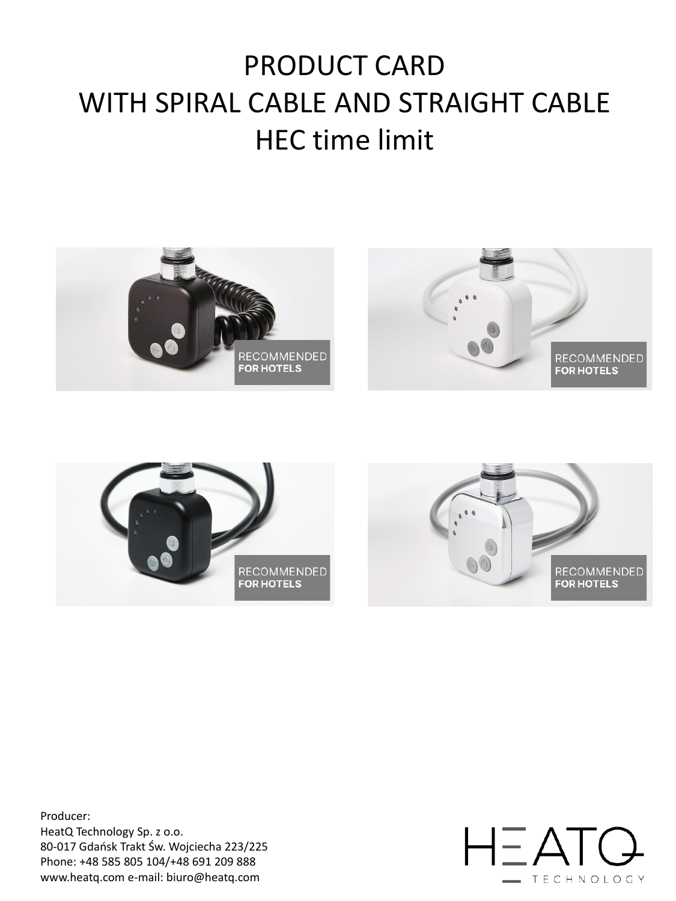# PRODUCT CARD
# WITH SPIRAL CABLE AND STRAIGHT CABLE
# HEC time limit

Producer:
HeatQ Technology Sp. z o.o.
80-017 Gdańsk Trakt Św. Wojciecha 223/225
Phone: +48 585 805 104/+48 691 209 888
www.heatq.com e-mail: biuro@heatq.com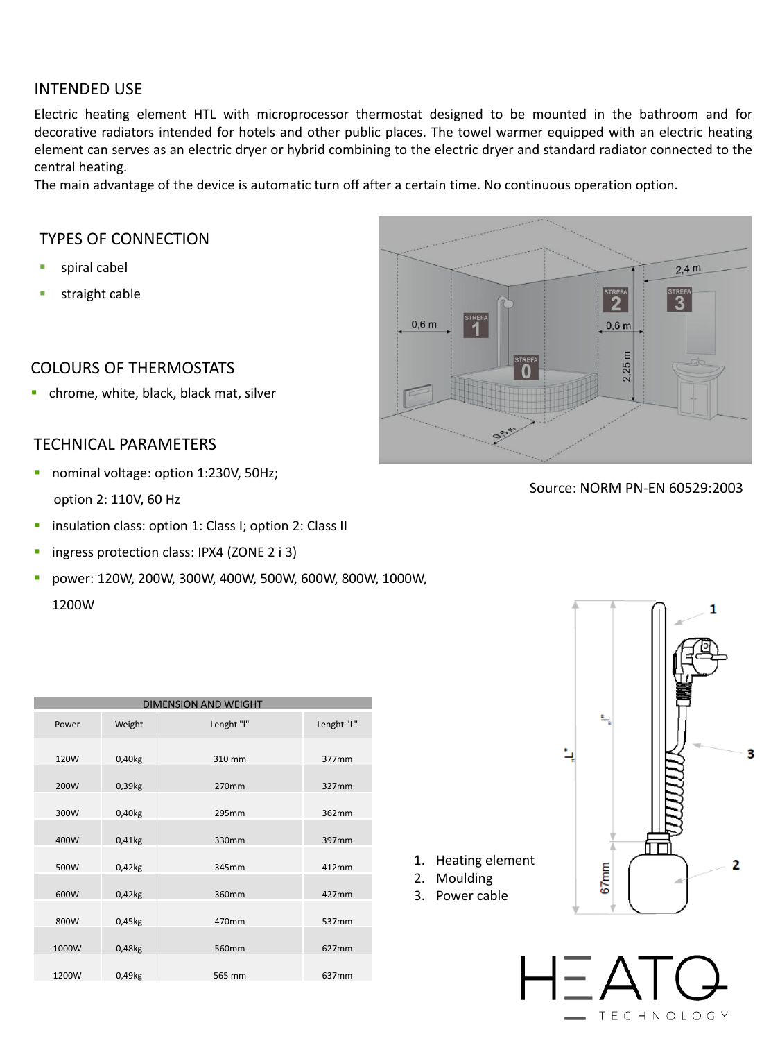## INTENDED USE

Electric heating element HTL with microprocessor thermostat designed to be mounted in the bathroom and for decorative radiators intended for hotels and other public places. The towel warmer equipped with an electric heating element can serves as an electric dryer or hybrid combining to the electric dryer and standard radiator connected to the central heating.

The main advantage of the device is automatic turn off after a certain time. No continuous operation option.

## TYPES OF CONNECTION

- spiral cabel
- straight cable

## COLOURS OF THERMOSTATS

- chrome, white, black, black mat, silver

## TECHNICAL PARAMETERS

- nominal voltage: option 1:230V, 50Hz;
  option 2: 110V, 60 Hz
- insulation class: option 1: Class I; option 2: Class II
- ingress protection class: IPX4 (ZONE 2 i 3)
- power: 120W, 200W, 300W, 400W, 500W, 600W, 800W, 1000W, 1200W

Source: NORM PN-EN 60529:2003

| DIMENSION AND WEIGHT | | | |
|---|---|---|---|
| Power | Weight | Lenght "l" | Lenght "L" |
| 120W | 0,40kg | 310 mm | 377mm |
| 200W | 0,39kg | 270mm | 327mm |
| 300W | 0,40kg | 295mm | 362mm |
| 400W | 0,41kg | 330mm | 397mm |
| 500W | 0,42kg | 345mm | 412mm |
| 600W | 0,42kg | 360mm | 427mm |
| 800W | 0,45kg | 470mm | 537mm |
| 1000W | 0,48kg | 560mm | 627mm |
| 1200W | 0,49kg | 565 mm | 637mm |

1. Heating element
2. Moulding
3. Power cable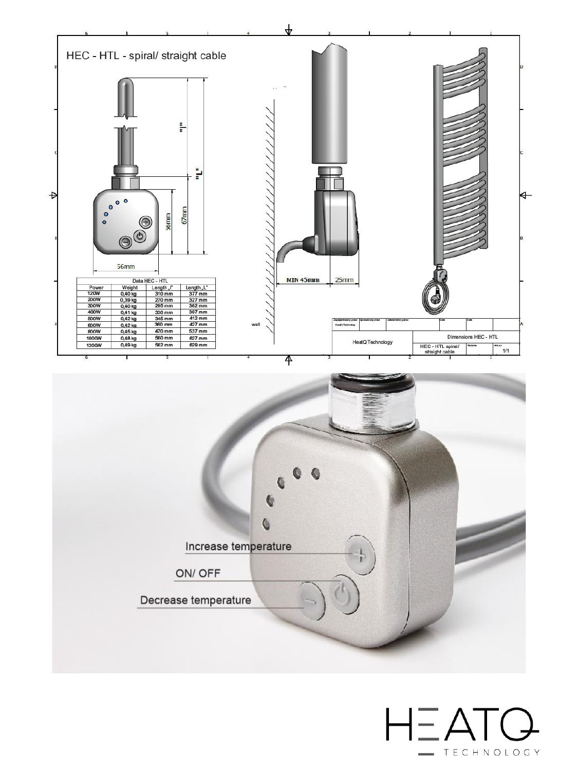# HEC - HTL - spiral/ straight cable

"l"

"L"

56mm

67mm

56mm

MIN 45mm

25mm

wall

| Data HEC - HTL | | | |
|---|---|---|---|
| Power | Weight | Length „l" | Length „L" |
| 120W | 0,40 kg | 310 mm | 377 mm |
| 200W | 0,39 kg | 270 mm | 327 mm |
| 300W | 0,40 kg | 295 mm | 362 mm |
| 400W | 0,41 kg | 330 mm | 367 mm |
| 500W | 0,42 kg | 345 mm | 412 mm |
| 600W | 0,42 kg | 360 mm | 427 mm |
| 800W | 0,45 kg | 470 mm | 537 mm |
| 1000W | 0,48 kg | 560 mm | 627 mm |
| 1200W | 0,49 kg | 562 mm | 629 mm |

| | |
|---|---|
| HeatQ Technology | Dimensions HEC - HTL |
| | HEC - HTL spiral/ straight cable — 1/1 |

Increase temperature

ON/ OFF

Decrease temperature

HEATQ TECHNOLOGY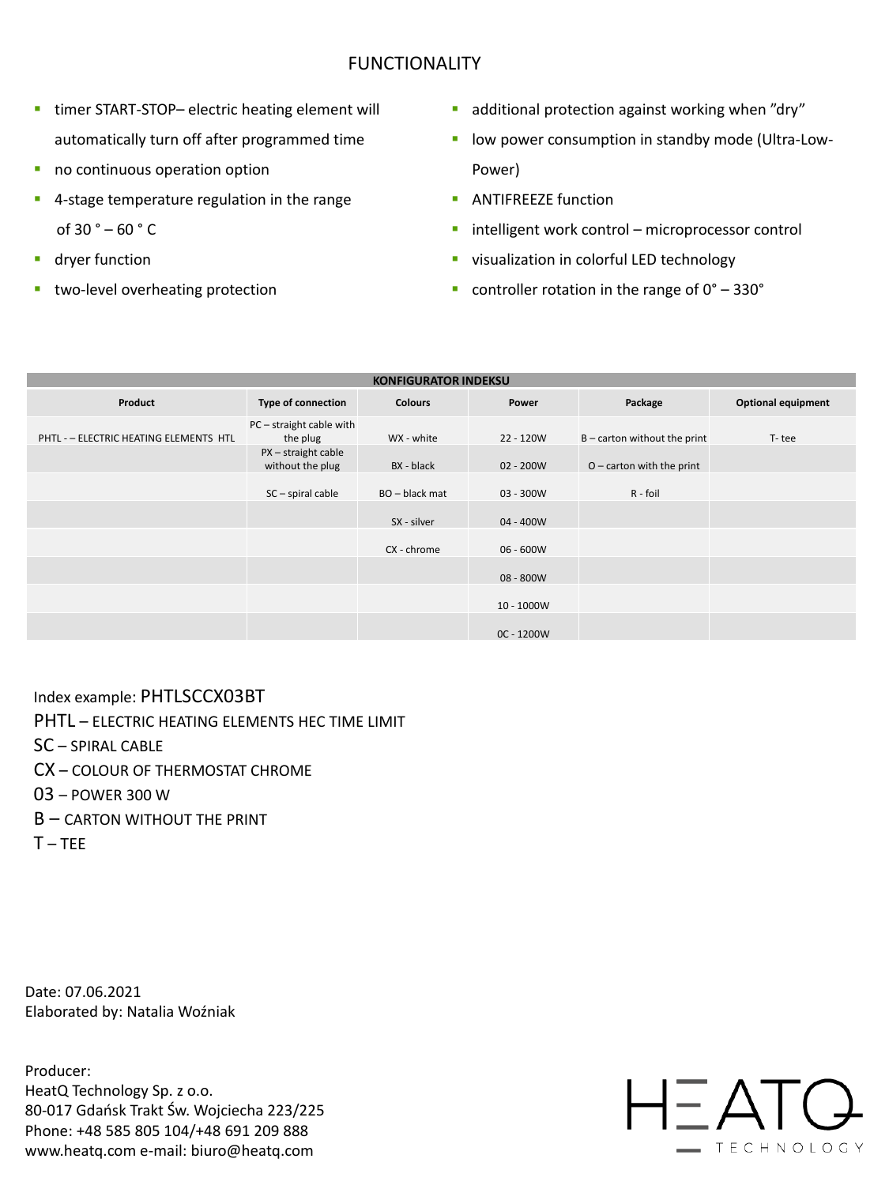# FUNCTIONALITY

- timer START-STOP– electric heating element will automatically turn off after programmed time
- no continuous operation option
- 4-stage temperature regulation in the range of 30 ° – 60 ° C
- dryer function
- two-level overheating protection
- additional protection against working when "dry"
- low power consumption in standby mode (Ultra-Low-Power)
- ANTIFREEZE function
- intelligent work control – microprocessor control
- visualization in colorful LED technology
- controller rotation in the range of 0° – 330°

| KONFIGURATOR INDEKSU | | | | | |
|---|---|---|---|---|---|
| **Product** | **Type of connection** | **Colours** | **Power** | **Package** | **Optional equipment** |
| PHTL - – ELECTRIC HEATING ELEMENTS HTL | PC – straight cable with the plug | WX - white | 22 - 120W | B – carton without the print | T- tee |
| | PX – straight cable without the plug | BX - black | 02 - 200W | O – carton with the print | |
| | SC – spiral cable | BO – black mat | 03 - 300W | R - foil | |
| | | SX - silver | 04 - 400W | | |
| | | CX - chrome | 06 - 600W | | |
| | | | 08 - 800W | | |
| | | | 10 - 1000W | | |
| | | | 0C - 1200W | | |

Index example: PHTLSCCX03BT

PHTL – ELECTRIC HEATING ELEMENTS HEC TIME LIMIT

SC – SPIRAL CABLE

CX – COLOUR OF THERMOSTAT CHROME

03 – POWER 300 W

B – CARTON WITHOUT THE PRINT

T – TEE

Date: 07.06.2021
Elaborated by: Natalia Woźniak

Producer:
HeatQ Technology Sp. z o.o.
80-017 Gdańsk Trakt Św. Wojciecha 223/225
Phone: +48 585 805 104/+48 691 209 888
www.heatq.com e-mail: biuro@heatq.com

HEATQ TECHNOLOGY